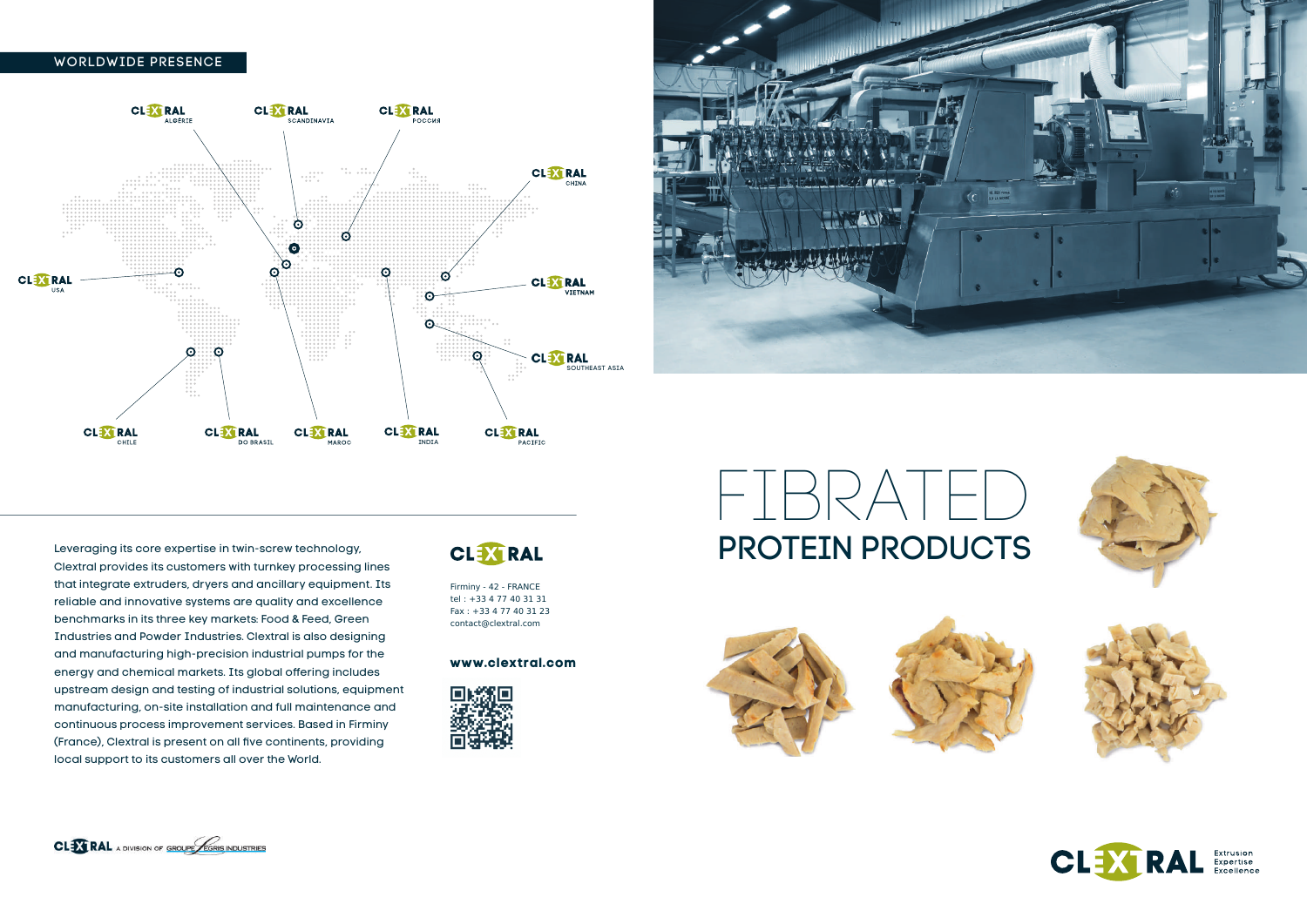## WORLDWIDE PRESENCE

CLEXTRAL ALGÉRIE

CLEXTRAL SCANDINAVIA

CLEXTRAL РОССИЯ

CLEXTRAL CHINA

CLEXTRAL USA

CLEXTRAL VIETNAM

CLEXTRAL SOUTHEAST ASIA

CLEXTRAL CHILE

CLEXTRAL DO BRASIL

CLEXTRAL MAROC

CLEXTRAL INDIA

CLEXTRAL PACIFIC

Leveraging its core expertise in twin-screw technology, Clextral provides its customers with turnkey processing lines that integrate extruders, dryers and ancillary equipment. Its reliable and innovative systems are quality and excellence benchmarks in its three key markets: Food & Feed, Green Industries and Powder Industries. Clextral is also designing and manufacturing high-precision industrial pumps for the energy and chemical markets. Its global offering includes upstream design and testing of industrial solutions, equipment manufacturing, on-site installation and full maintenance and continuous process improvement services. Based in Firminy (France), Clextral is present on all five continents, providing local support to its customers all over the World.

**CLEXTRAL**

Firminy - 42 - FRANCE
tel : +33 4 77 40 31 31
Fax : +33 4 77 40 31 23
contact@clextral.com

**www.clextral.com**

CLEXTRAL A DIVISION OF GROUPE LEGRIS INDUSTRIES

# FIBRATED
## PROTEIN PRODUCTS

CLEXTRAL Extrusion Expertise Excellence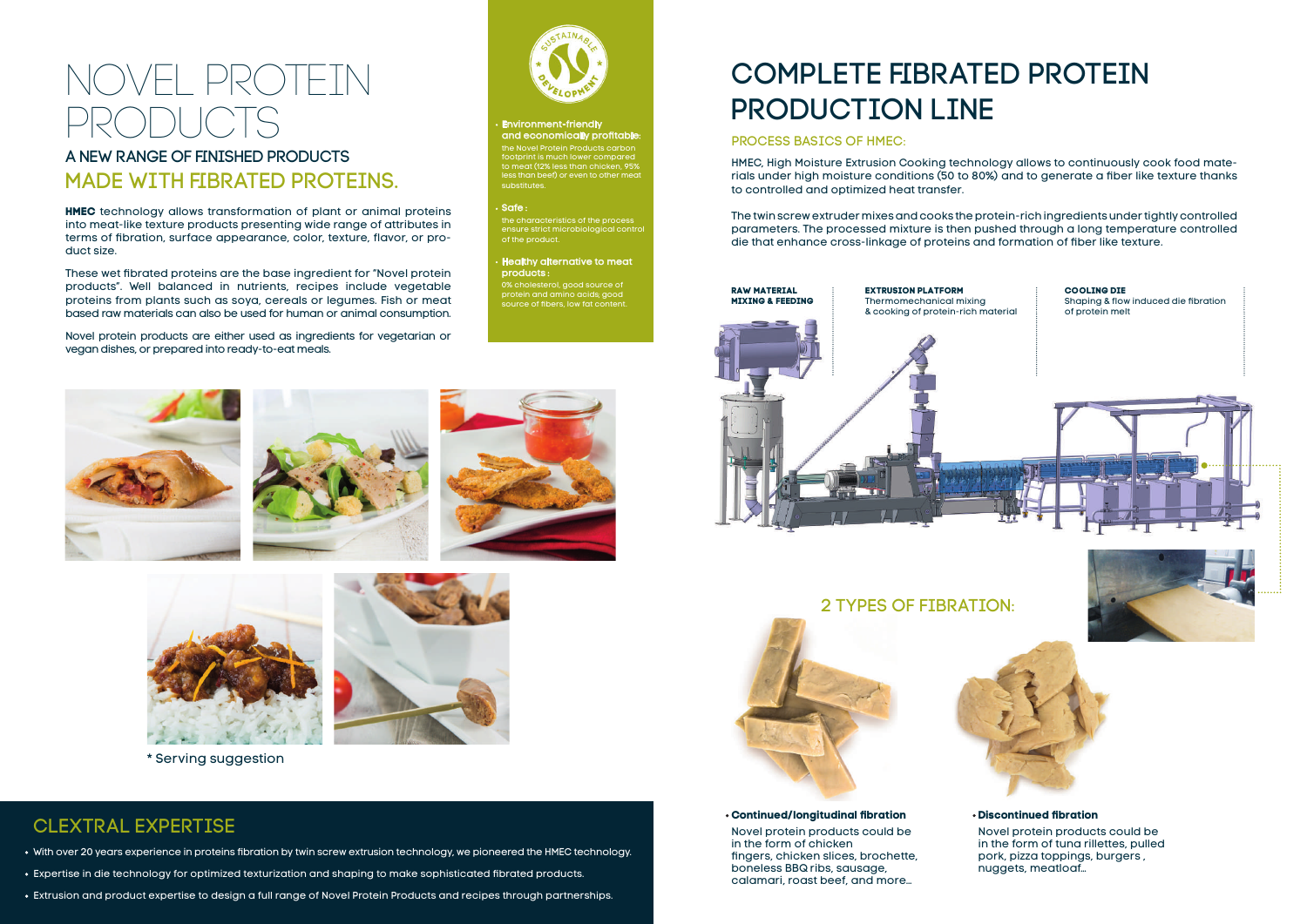# NOVEL PROTEIN PRODUCTS

## A NEW RANGE OF FINISHED PRODUCTS MADE WITH FIBRATED PROTEINS.

**HMEC** technology allows transformation of plant or animal proteins into meat-like texture products presenting wide range of attributes in terms of fibration, surface appearance, color, texture, flavor, or product size.

These wet fibrated proteins are the base ingredient for "Novel protein products". Well balanced in nutrients, recipes include vegetable proteins from plants such as soya, cereals or legumes. Fish or meat based raw materials can also be used for human or animal consumption.

Novel protein products are either used as ingredients for vegetarian or vegan dishes, or prepared into ready-to-eat meals.

SUSTAINABLE DEVELOPMENT

- **Environment-friendly and economically profitable:** the Novel Protein Products carbon footprint is much lower compared to meat (12% less than chicken, 95% less than beef) or even to other meat substitutes.
- **Safe:** the characteristics of the process ensure strict microbiological control of the product.
- **Healthy alternative to meat products:** 0% cholesterol, good source of protein and amino acids, good source of fibers, low fat content.

* Serving suggestion

## CLEXTRAL EXPERTISE

- With over 20 years experience in proteins fibration by twin screw extrusion technology, we pioneered the HMEC technology.
- Expertise in die technology for optimized texturization and shaping to make sophisticated fibrated products.
- Extrusion and product expertise to design a full range of Novel Protein Products and recipes through partnerships.

# COMPLETE FIBRATED PROTEIN PRODUCTION LINE

### PROCESS BASICS OF HMEC:

HMEC, High Moisture Extrusion Cooking technology allows to continuously cook food materials under high moisture conditions (50 to 80%) and to generate a fiber like texture thanks to controlled and optimized heat transfer.

The twin screw extruder mixes and cooks the protein-rich ingredients under tightly controlled parameters. The processed mixture is then pushed through a long temperature controlled die that enhance cross-linkage of proteins and formation of fiber like texture.

**RAW MATERIAL MIXING & FEEDING**

**EXTRUSION PLATFORM**
Thermomechanical mixing & cooking of protein-rich material

**COOLING DIE**
Shaping & flow induced die fibration of protein melt

## 2 TYPES OF FIBRATION:

- **Continued/longitudinal fibration**
  Novel protein products could be in the form of chicken fingers, chicken slices, brochette, boneless BBQ ribs, sausage, calamari, roast beef, and more...

- **Discontinued fibration**
  Novel protein products could be in the form of tuna rillettes, pulled pork, pizza toppings, burgers , nuggets, meatloaf...